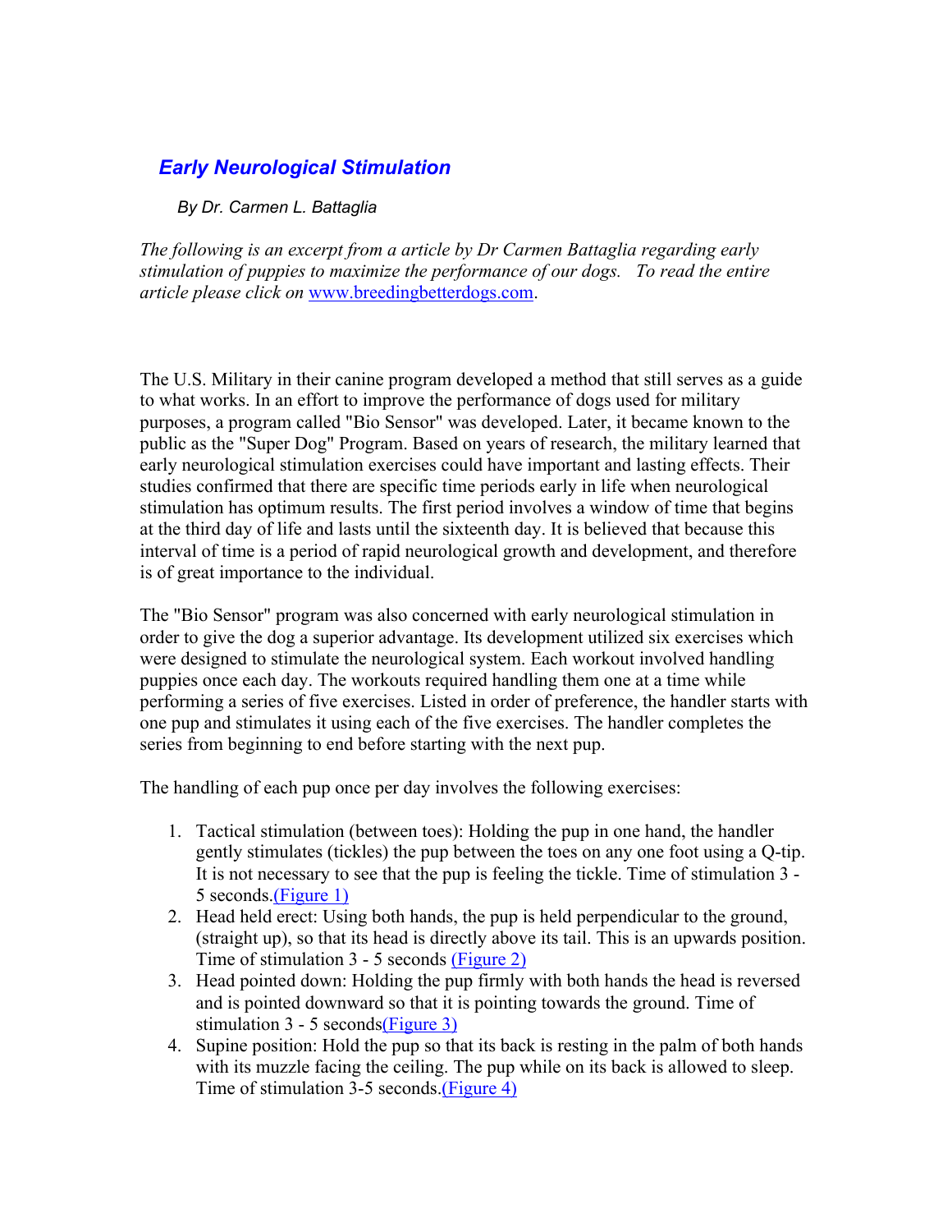# *Early Neurological Stimulation*

*By Dr. Carmen L. Battaglia*

*The following is an excerpt from a article by Dr Carmen Battaglia regarding early stimulation of puppies to maximize the performance of our dogs. To read the entire article please click on* www.breedingbetterdogs.com.

The U.S. Military in their canine program developed a method that still serves as a guide to what works. In an effort to improve the performance of dogs used for military purposes, a program called "Bio Sensor" was developed. Later, it became known to the public as the "Super Dog" Program. Based on years of research, the military learned that early neurological stimulation exercises could have important and lasting effects. Their studies confirmed that there are specific time periods early in life when neurological stimulation has optimum results. The first period involves a window of time that begins at the third day of life and lasts until the sixteenth day. It is believed that because this interval of time is a period of rapid neurological growth and development, and therefore is of great importance to the individual.

The "Bio Sensor" program was also concerned with early neurological stimulation in order to give the dog a superior advantage. Its development utilized six exercises which were designed to stimulate the neurological system. Each workout involved handling puppies once each day. The workouts required handling them one at a time while performing a series of five exercises. Listed in order of preference, the handler starts with one pup and stimulates it using each of the five exercises. The handler completes the series from beginning to end before starting with the next pup.

The handling of each pup once per day involves the following exercises:

1. Tactical stimulation (between toes): Holding the pup in one hand, the handler gently stimulates (tickles) the pup between the toes on any one foot using a Q-tip. It is not necessary to see that the pup is feeling the tickle. Time of stimulation 3 - 5 seconds.(Figure 1)
2. Head held erect: Using both hands, the pup is held perpendicular to the ground, (straight up), so that its head is directly above its tail. This is an upwards position. Time of stimulation 3 - 5 seconds (Figure 2)
3. Head pointed down: Holding the pup firmly with both hands the head is reversed and is pointed downward so that it is pointing towards the ground. Time of stimulation 3 - 5 seconds(Figure 3)
4. Supine position: Hold the pup so that its back is resting in the palm of both hands with its muzzle facing the ceiling. The pup while on its back is allowed to sleep. Time of stimulation 3-5 seconds.(Figure 4)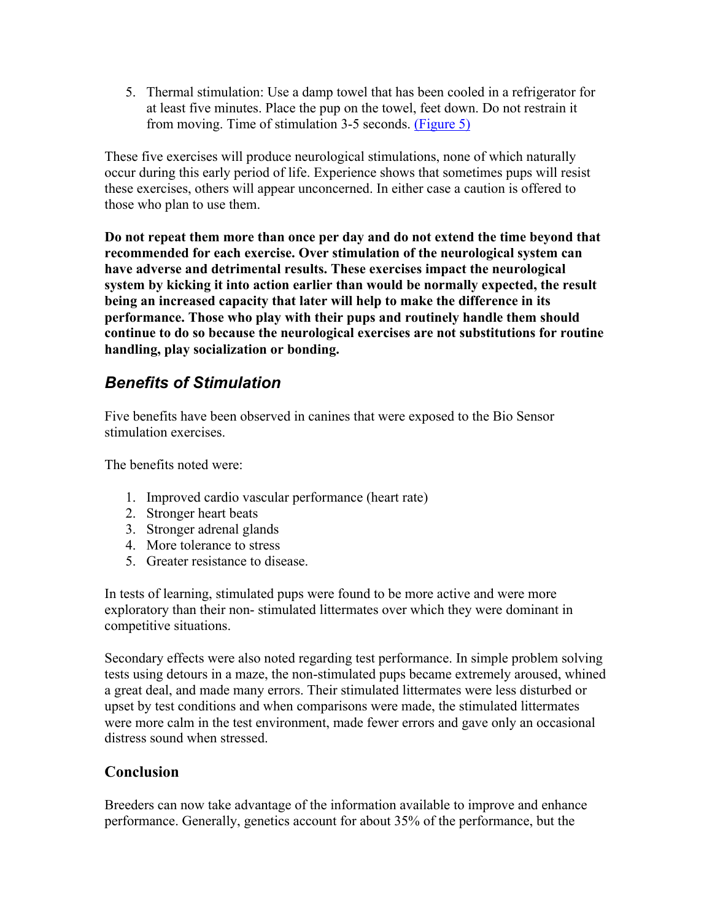5. Thermal stimulation: Use a damp towel that has been cooled in a refrigerator for at least five minutes. Place the pup on the towel, feet down. Do not restrain it from moving. Time of stimulation 3-5 seconds. (Figure 5)

These five exercises will produce neurological stimulations, none of which naturally occur during this early period of life. Experience shows that sometimes pups will resist these exercises, others will appear unconcerned. In either case a caution is offered to those who plan to use them.

**Do not repeat them more than once per day and do not extend the time beyond that recommended for each exercise. Over stimulation of the neurological system can have adverse and detrimental results. These exercises impact the neurological system by kicking it into action earlier than would be normally expected, the result being an increased capacity that later will help to make the difference in its performance. Those who play with their pups and routinely handle them should continue to do so because the neurological exercises are not substitutions for routine handling, play socialization or bonding.**

## *Benefits of Stimulation*

Five benefits have been observed in canines that were exposed to the Bio Sensor stimulation exercises.

The benefits noted were:

1. Improved cardio vascular performance (heart rate)
2. Stronger heart beats
3. Stronger adrenal glands
4. More tolerance to stress
5. Greater resistance to disease.

In tests of learning, stimulated pups were found to be more active and were more exploratory than their non- stimulated littermates over which they were dominant in competitive situations.

Secondary effects were also noted regarding test performance. In simple problem solving tests using detours in a maze, the non-stimulated pups became extremely aroused, whined a great deal, and made many errors. Their stimulated littermates were less disturbed or upset by test conditions and when comparisons were made, the stimulated littermates were more calm in the test environment, made fewer errors and gave only an occasional distress sound when stressed.

## Conclusion

Breeders can now take advantage of the information available to improve and enhance performance. Generally, genetics account for about 35% of the performance, but the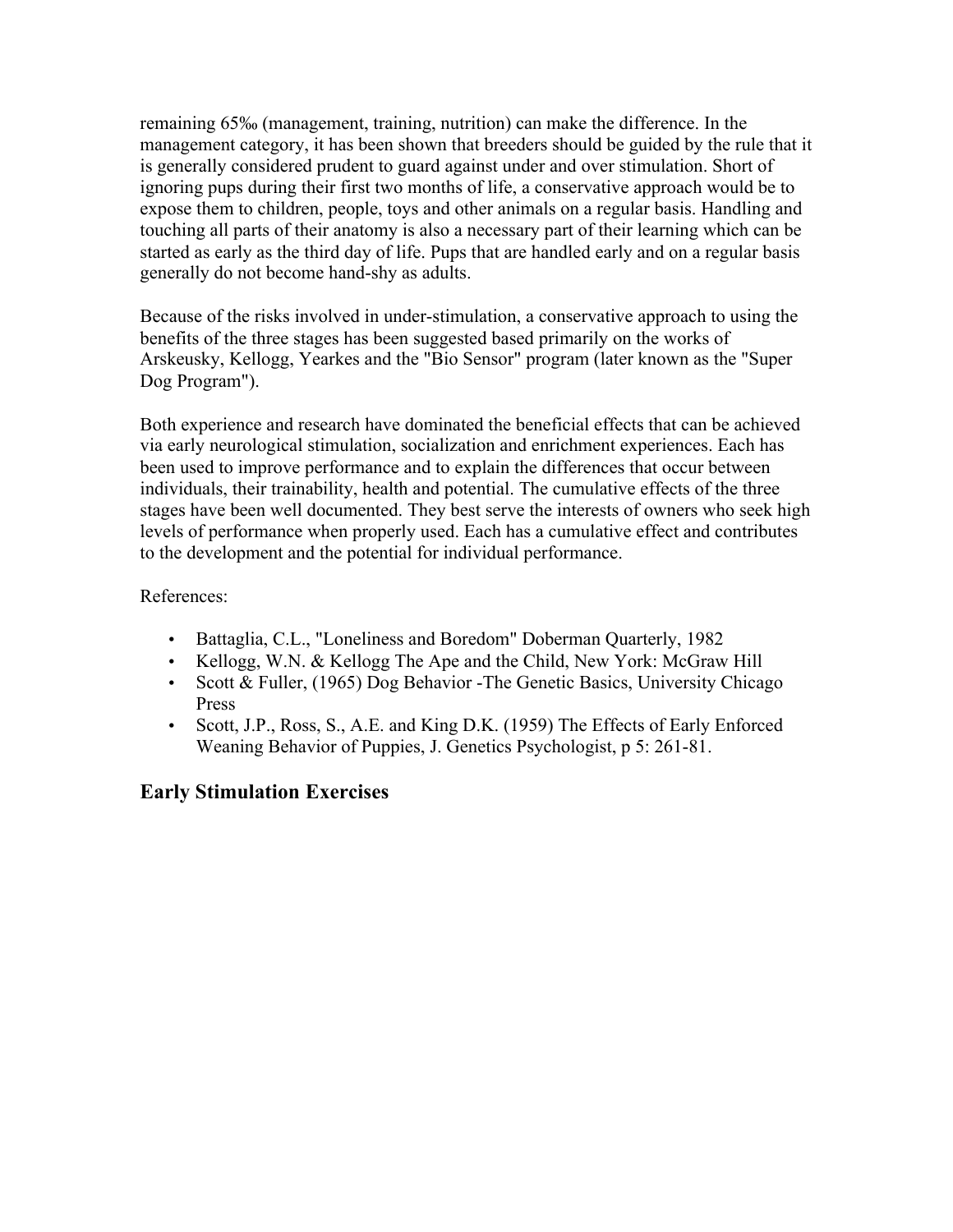remaining 65‰ (management, training, nutrition) can make the difference. In the management category, it has been shown that breeders should be guided by the rule that it is generally considered prudent to guard against under and over stimulation. Short of ignoring pups during their first two months of life, a conservative approach would be to expose them to children, people, toys and other animals on a regular basis. Handling and touching all parts of their anatomy is also a necessary part of their learning which can be started as early as the third day of life. Pups that are handled early and on a regular basis generally do not become hand-shy as adults.

Because of the risks involved in under-stimulation, a conservative approach to using the benefits of the three stages has been suggested based primarily on the works of Arskeusky, Kellogg, Yearkes and the "Bio Sensor" program (later known as the "Super Dog Program").

Both experience and research have dominated the beneficial effects that can be achieved via early neurological stimulation, socialization and enrichment experiences. Each has been used to improve performance and to explain the differences that occur between individuals, their trainability, health and potential. The cumulative effects of the three stages have been well documented. They best serve the interests of owners who seek high levels of performance when properly used. Each has a cumulative effect and contributes to the development and the potential for individual performance.

References:

- Battaglia, C.L., "Loneliness and Boredom" Doberman Quarterly, 1982
- Kellogg, W.N. & Kellogg The Ape and the Child, New York: McGraw Hill
- Scott & Fuller, (1965) Dog Behavior -The Genetic Basics, University Chicago Press
- Scott, J.P., Ross, S., A.E. and King D.K. (1959) The Effects of Early Enforced Weaning Behavior of Puppies, J. Genetics Psychologist, p 5: 261-81.

## Early Stimulation Exercises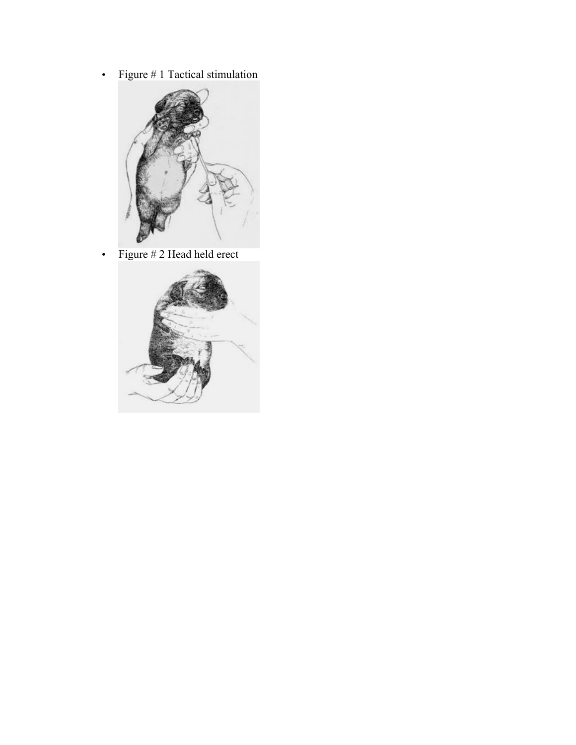- Figure # 1 Tactical stimulation
- Figure # 2 Head held erect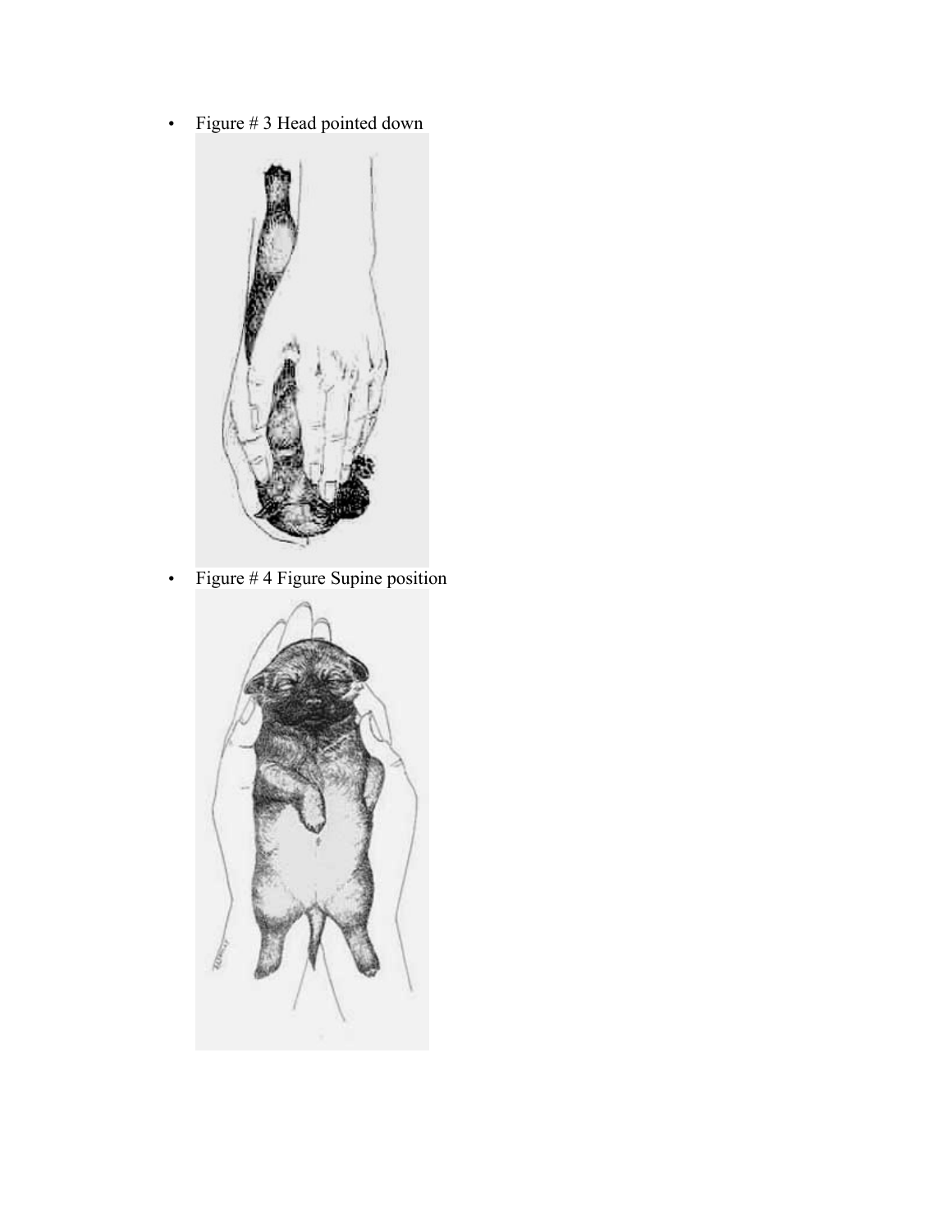- Figure # 3 Head pointed down
- Figure # 4 Figure Supine position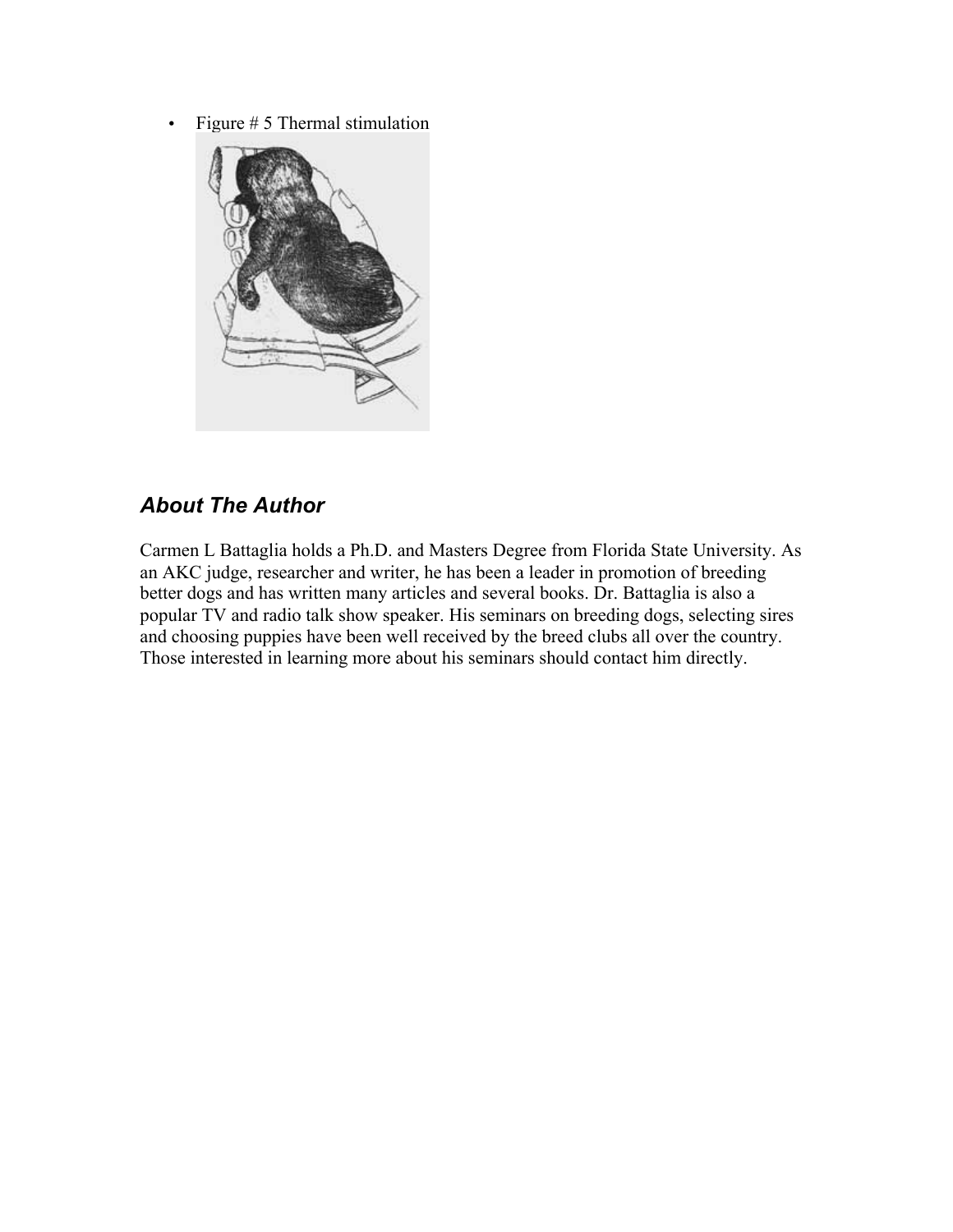- Figure # 5 Thermal stimulation

## *About The Author*

Carmen L Battaglia holds a Ph.D. and Masters Degree from Florida State University. As an AKC judge, researcher and writer, he has been a leader in promotion of breeding better dogs and has written many articles and several books. Dr. Battaglia is also a popular TV and radio talk show speaker. His seminars on breeding dogs, selecting sires and choosing puppies have been well received by the breed clubs all over the country. Those interested in learning more about his seminars should contact him directly.